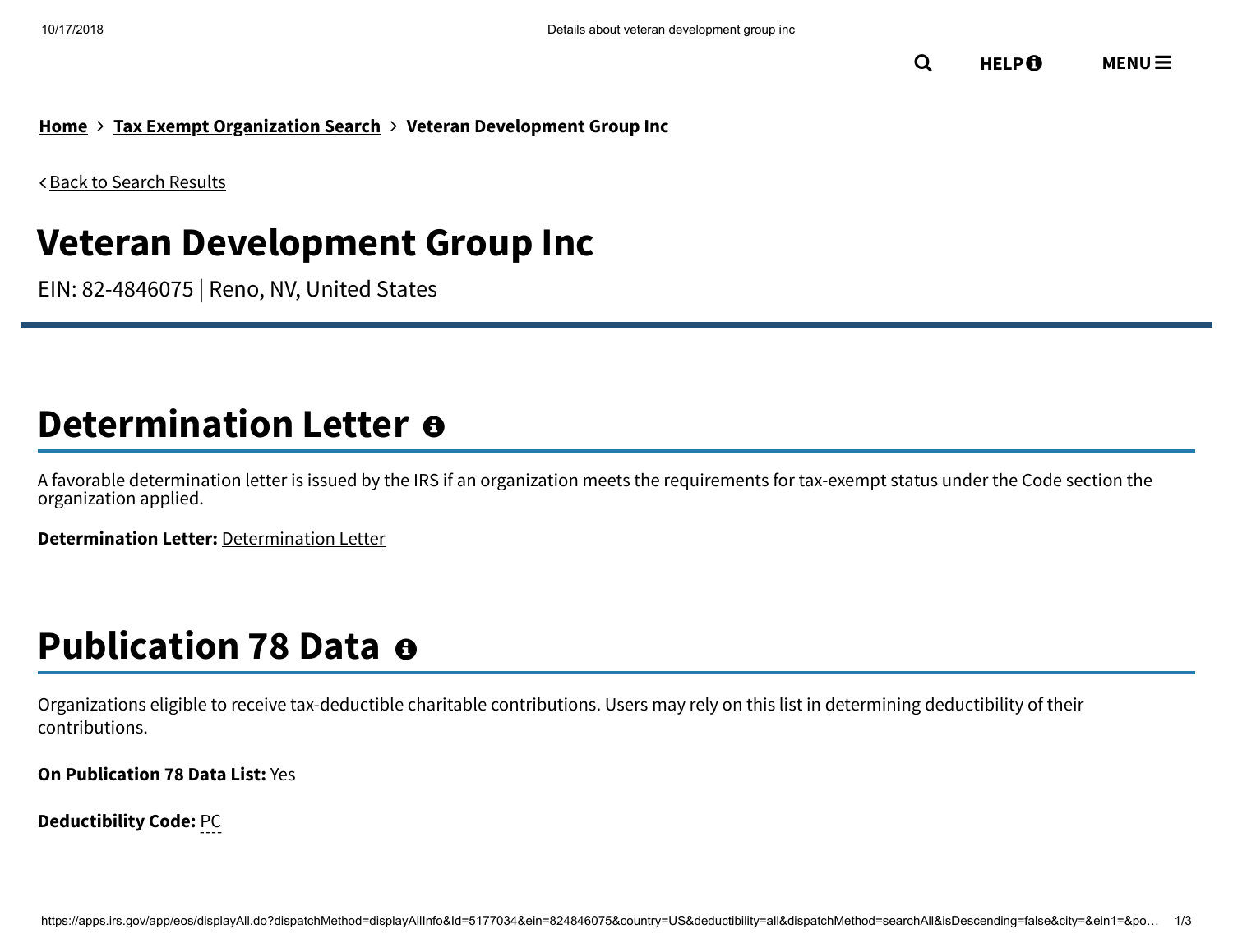Home > Tax Exempt Organization Search > Veteran Development Group Inc

< Back to Search Results

# Veteran Development Group Inc

EIN: 82-4846075 | Reno, NV, United States

## Determination Letter

A favorable determination letter is issued by the IRS if an organization meets the requirements for tax-exempt status under the Code section the organization applied.

**Determination Letter:** Determination Letter

## Publication 78 Data

Organizations eligible to receive tax-deductible charitable contributions. Users may rely on this list in determining deductibility of their contributions.

**On Publication 78 Data List:** Yes

**Deductibility Code:** PC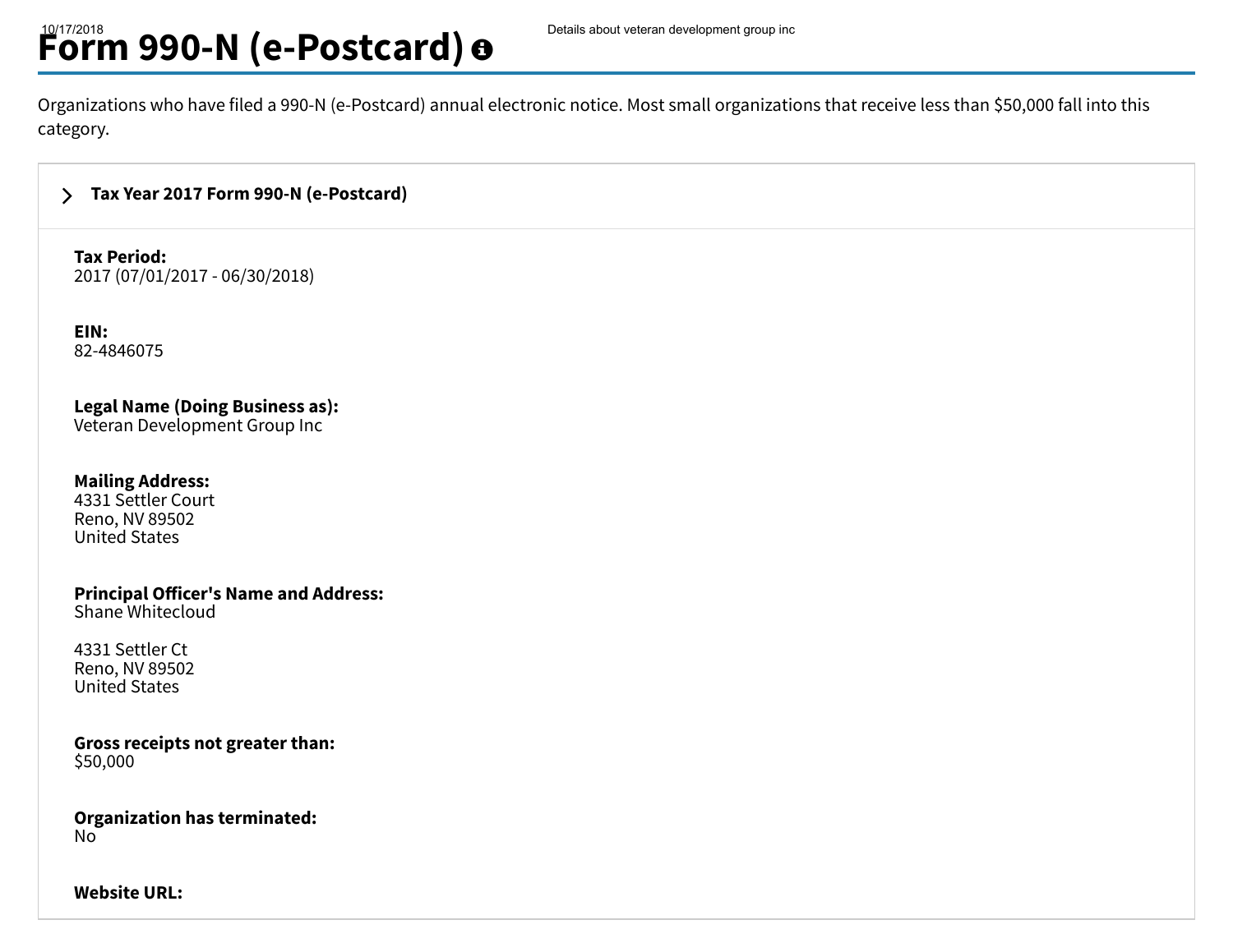# Form 990-N (e-Postcard)

Organizations who have filed a 990-N (e-Postcard) annual electronic notice. Most small organizations that receive less than $50,000 fall into this category.

## Tax Year 2017 Form 990-N (e-Postcard)

**Tax Period:**
2017 (07/01/2017 - 06/30/2018)

**EIN:**
82-4846075

**Legal Name (Doing Business as):**
Veteran Development Group Inc

**Mailing Address:**
4331 Settler Court
Reno, NV 89502
United States

**Principal Officer's Name and Address:**
Shane Whitecloud

4331 Settler Ct
Reno, NV 89502
United States

**Gross receipts not greater than:**
$50,000

**Organization has terminated:**
No

**Website URL:**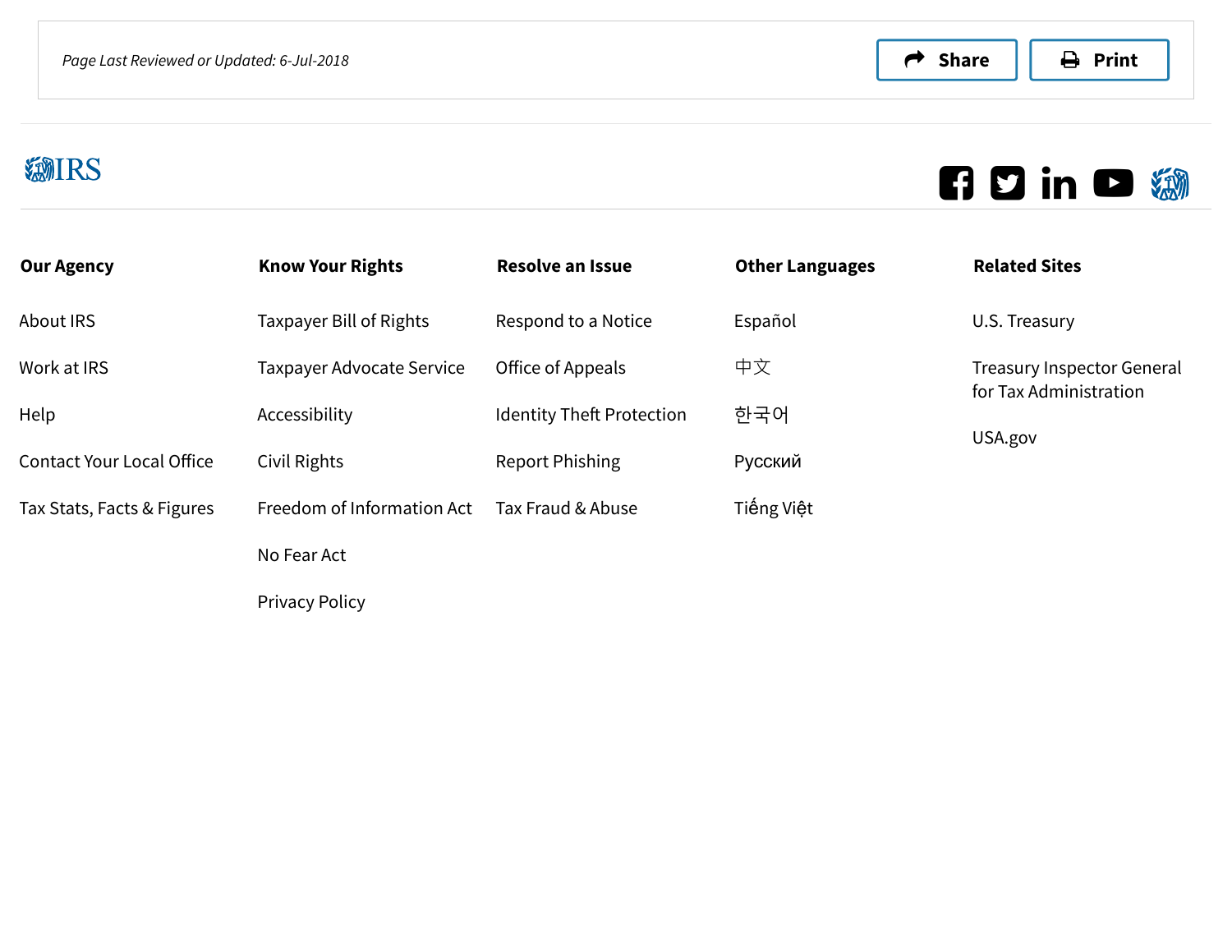*Page Last Reviewed or Updated: 6-Jul-2018*

Share Print

IRS

### Our Agency

About IRS

Work at IRS

Help

Contact Your Local Office

Tax Stats, Facts & Figures

### Know Your Rights

Taxpayer Bill of Rights

Taxpayer Advocate Service

Accessibility

Civil Rights

Freedom of Information Act

No Fear Act

Privacy Policy

### Resolve an Issue

Respond to a Notice

Office of Appeals

Identity Theft Protection

Report Phishing

Tax Fraud & Abuse

### Other Languages

Español

中文

한국어

Русский

Tiếng Việt

### Related Sites

U.S. Treasury

Treasury Inspector General for Tax Administration

USA.gov